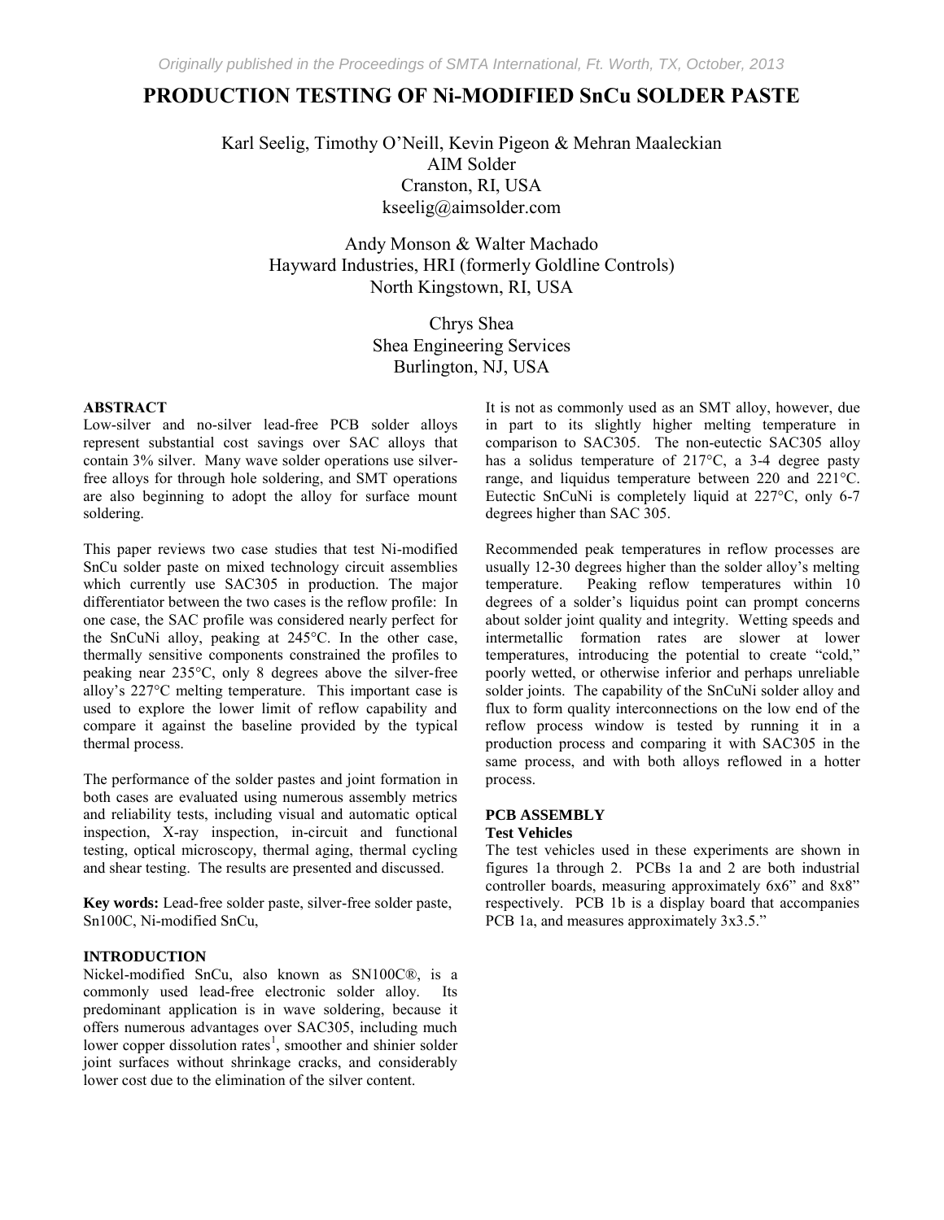*Originally published in the Proceedings of SMTA International, Ft. Worth, TX, October, 2013*

# PRODUCTION TESTING OF Ni-MODIFIED SnCu SOLDER PASTE

Karl Seelig, Timothy O'Neill, Kevin Pigeon & Mehran Maaleckian
AIM Solder
Cranston, RI, USA
kseelig@aimsolder.com

Andy Monson & Walter Machado
Hayward Industries, HRI (formerly Goldline Controls)
North Kingstown, RI, USA

Chrys Shea
Shea Engineering Services
Burlington, NJ, USA

## ABSTRACT

Low-silver and no-silver lead-free PCB solder alloys represent substantial cost savings over SAC alloys that contain 3% silver. Many wave solder operations use silver-free alloys for through hole soldering, and SMT operations are also beginning to adopt the alloy for surface mount soldering.

This paper reviews two case studies that test Ni-modified SnCu solder paste on mixed technology circuit assemblies which currently use SAC305 in production. The major differentiator between the two cases is the reflow profile: In one case, the SAC profile was considered nearly perfect for the SnCuNi alloy, peaking at 245°C. In the other case, thermally sensitive components constrained the profiles to peaking near 235°C, only 8 degrees above the silver-free alloy's 227°C melting temperature. This important case is used to explore the lower limit of reflow capability and compare it against the baseline provided by the typical thermal process.

The performance of the solder pastes and joint formation in both cases are evaluated using numerous assembly metrics and reliability tests, including visual and automatic optical inspection, X-ray inspection, in-circuit and functional testing, optical microscopy, thermal aging, thermal cycling and shear testing. The results are presented and discussed.

**Key words:** Lead-free solder paste, silver-free solder paste, Sn100C, Ni-modified SnCu,

## INTRODUCTION

Nickel-modified SnCu, also known as SN100C®, is a commonly used lead-free electronic solder alloy. Its predominant application is in wave soldering, because it offers numerous advantages over SAC305, including much lower copper dissolution rates[1], smoother and shinier solder joint surfaces without shrinkage cracks, and considerably lower cost due to the elimination of the silver content.

It is not as commonly used as an SMT alloy, however, due in part to its slightly higher melting temperature in comparison to SAC305. The non-eutectic SAC305 alloy has a solidus temperature of 217°C, a 3-4 degree pasty range, and liquidus temperature between 220 and 221°C. Eutectic SnCuNi is completely liquid at 227°C, only 6-7 degrees higher than SAC 305.

Recommended peak temperatures in reflow processes are usually 12-30 degrees higher than the solder alloy's melting temperature. Peaking reflow temperatures within 10 degrees of a solder's liquidus point can prompt concerns about solder joint quality and integrity. Wetting speeds and intermetallic formation rates are slower at lower temperatures, introducing the potential to create "cold," poorly wetted, or otherwise inferior and perhaps unreliable solder joints. The capability of the SnCuNi solder alloy and flux to form quality interconnections on the low end of the reflow process window is tested by running it in a production process and comparing it with SAC305 in the same process, and with both alloys reflowed in a hotter process.

## PCB ASSEMBLY

### Test Vehicles

The test vehicles used in these experiments are shown in figures 1a through 2. PCBs 1a and 2 are both industrial controller boards, measuring approximately 6x6" and 8x8" respectively. PCB 1b is a display board that accompanies PCB 1a, and measures approximately 3x3.5."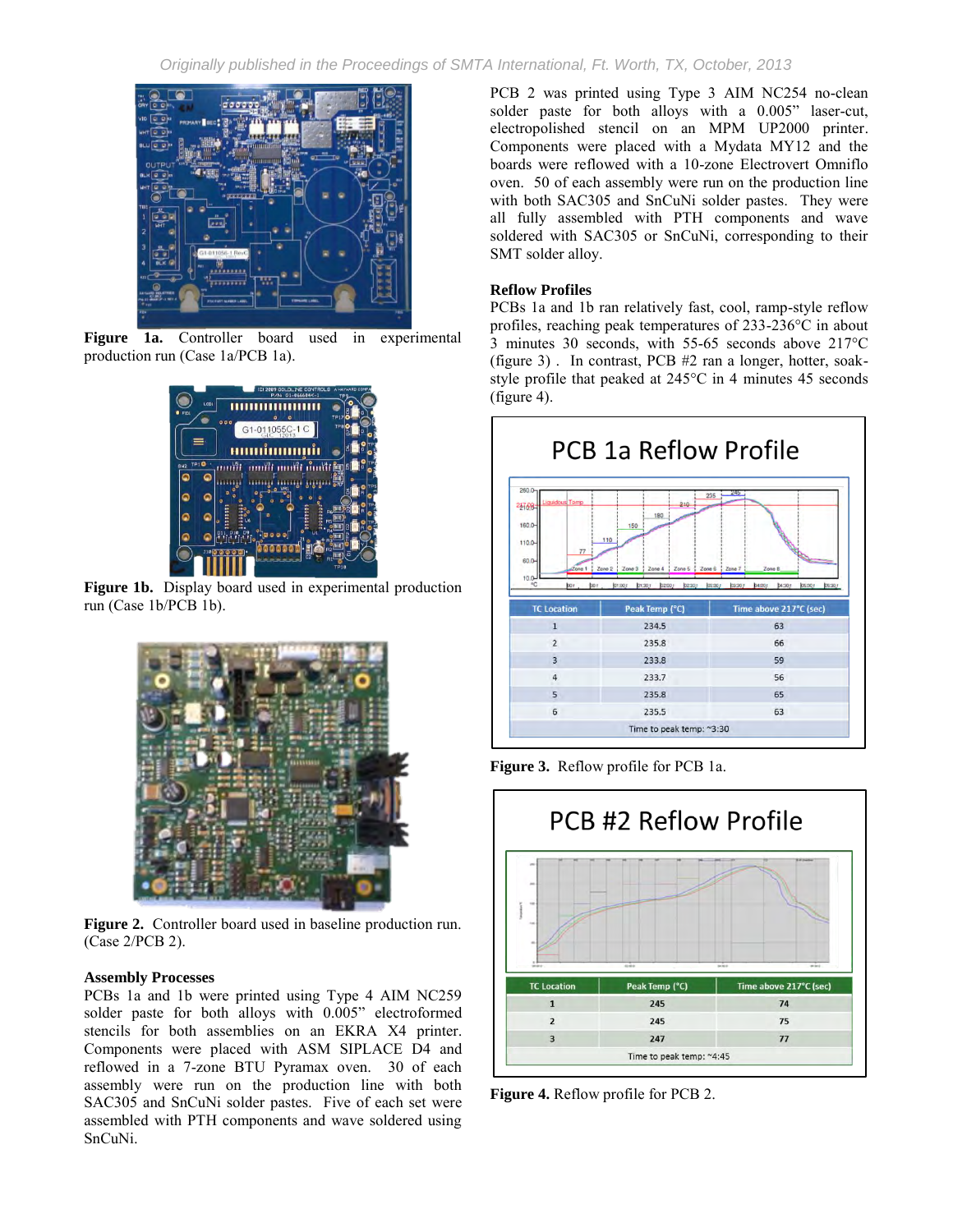Figure 1a. Controller board used in experimental production run (Case 1a/PCB 1a).

Figure 1b. Display board used in experimental production run (Case 1b/PCB 1b).

Figure 2. Controller board used in baseline production run. (Case 2/PCB 2).

### Assembly Processes

PCBs 1a and 1b were printed using Type 4 AIM NC259 solder paste for both alloys with 0.005" electroformed stencils for both assemblies on an EKRA X4 printer. Components were placed with ASM SIPLACE D4 and reflowed in a 7-zone BTU Pyramax oven. 30 of each assembly were run on the production line with both SAC305 and SnCuNi solder pastes. Five of each set were assembled with PTH components and wave soldered using SnCuNi.

PCB 2 was printed using Type 3 AIM NC254 no-clean solder paste for both alloys with a 0.005" laser-cut, electropolished stencil on an MPM UP2000 printer. Components were placed with a Mydata MY12 and the boards were reflowed with a 10-zone Electrovert Omniflo oven. 50 of each assembly were run on the production line with both SAC305 and SnCuNi solder pastes. They were all fully assembled with PTH components and wave soldered with SAC305 or SnCuNi, corresponding to their SMT solder alloy.

### Reflow Profiles

PCBs 1a and 1b ran relatively fast, cool, ramp-style reflow profiles, reaching peak temperatures of 233-236°C in about 3 minutes 30 seconds, with 55-65 seconds above 217°C (figure 3) . In contrast, PCB #2 ran a longer, hotter, soak-style profile that peaked at 245°C in 4 minutes 45 seconds (figure 4).

PCB 1a Reflow Profile

| TC Location | Peak Temp (°C) | Time above 217°C (sec) |
|---|---|---|
| 1 | 234.5 | 63 |
| 2 | 235.8 | 66 |
| 3 | 233.8 | 59 |
| 4 | 233.7 | 56 |
| 5 | 235.8 | 65 |
| 6 | 235.5 | 63 |
| Time to peak temp: ~3:30 | | |

Figure 3. Reflow profile for PCB 1a.

PCB #2 Reflow Profile

| TC Location | Peak Temp (°C) | Time above 217°C (sec) |
|---|---|---|
| 1 | 245 | 74 |
| 2 | 245 | 75 |
| 3 | 247 | 77 |
| Time to peak temp: ~4:45 | | |

Figure 4. Reflow profile for PCB 2.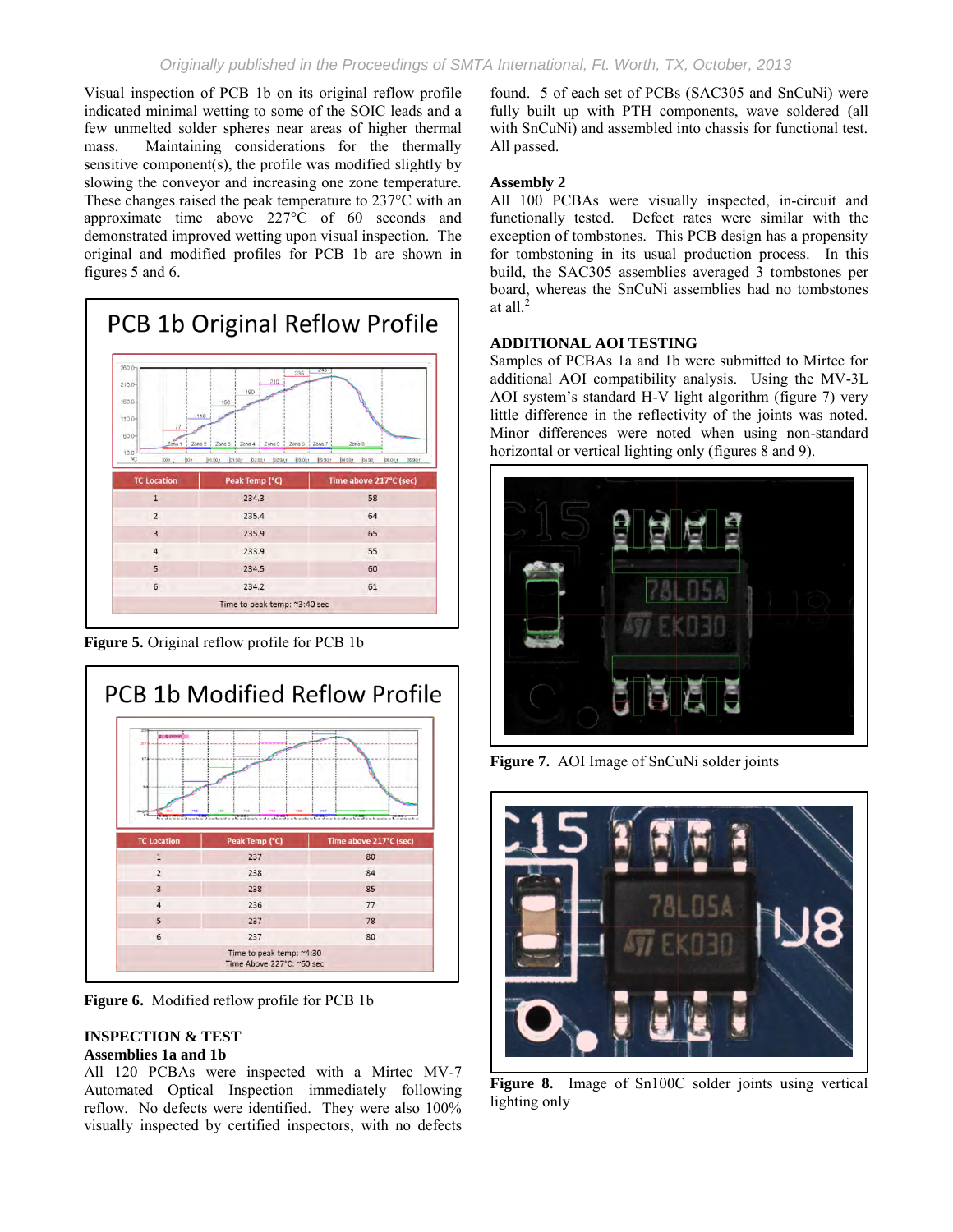Visual inspection of PCB 1b on its original reflow profile indicated minimal wetting to some of the SOIC leads and a few unmelted solder spheres near areas of higher thermal mass. Maintaining considerations for the thermally sensitive component(s), the profile was modified slightly by slowing the conveyor and increasing one zone temperature. These changes raised the peak temperature to 237°C with an approximate time above 227°C of 60 seconds and demonstrated improved wetting upon visual inspection. The original and modified profiles for PCB 1b are shown in figures 5 and 6.

PCB 1b Original Reflow Profile

77
110
150
180
210
235
245

Zone 1 Zone 2 Zone 3 Zone 4 Zone 5 Zone 6 Zone 7 Zone 8

| TC Location | Peak Temp (°C) | Time above 217°C (sec) |
|---|---|---|
| 1 | 234.3 | 58 |
| 2 | 235.4 | 64 |
| 3 | 235.9 | 65 |
| 4 | 233.9 | 55 |
| 5 | 234.5 | 60 |
| 6 | 234.2 | 61 |
| Time to peak temp: ~3:40 sec | | |

**Figure 5.** Original reflow profile for PCB 1b

PCB 1b Modified Reflow Profile

| TC Location | Peak Temp (°C) | Time above 217°C (sec) |
|---|---|---|
| 1 | 237 | 80 |
| 2 | 238 | 84 |
| 3 | 238 | 85 |
| 4 | 236 | 77 |
| 5 | 237 | 78 |
| 6 | 237 | 80 |
| Time to peak temp: ~4:30 Time Above 227°C: ~60 sec | | |

**Figure 6.** Modified reflow profile for PCB 1b

## INSPECTION & TEST

### Assemblies 1a and 1b

All 120 PCBAs were inspected with a Mirtec MV-7 Automated Optical Inspection immediately following reflow. No defects were identified. They were also 100% visually inspected by certified inspectors, with no defects found. 5 of each set of PCBs (SAC305 and SnCuNi) were fully built up with PTH components, wave soldered (all with SnCuNi) and assembled into chassis for functional test. All passed.

### Assembly 2

All 100 PCBAs were visually inspected, in-circuit and functionally tested. Defect rates were similar with the exception of tombstones. This PCB design has a propensity for tombstoning in its usual production process. In this build, the SAC305 assemblies averaged 3 tombstones per board, whereas the SnCuNi assemblies had no tombstones at all.[2]

## ADDITIONAL AOI TESTING

Samples of PCBAs 1a and 1b were submitted to Mirtec for additional AOI compatibility analysis. Using the MV-3L AOI system's standard H-V light algorithm (figure 7) very little difference in the reflectivity of the joints was noted. Minor differences were noted when using non-standard horizontal or vertical lighting only (figures 8 and 9).

**Figure 7.** AOI Image of SnCuNi solder joints

**Figure 8.** Image of Sn100C solder joints using vertical lighting only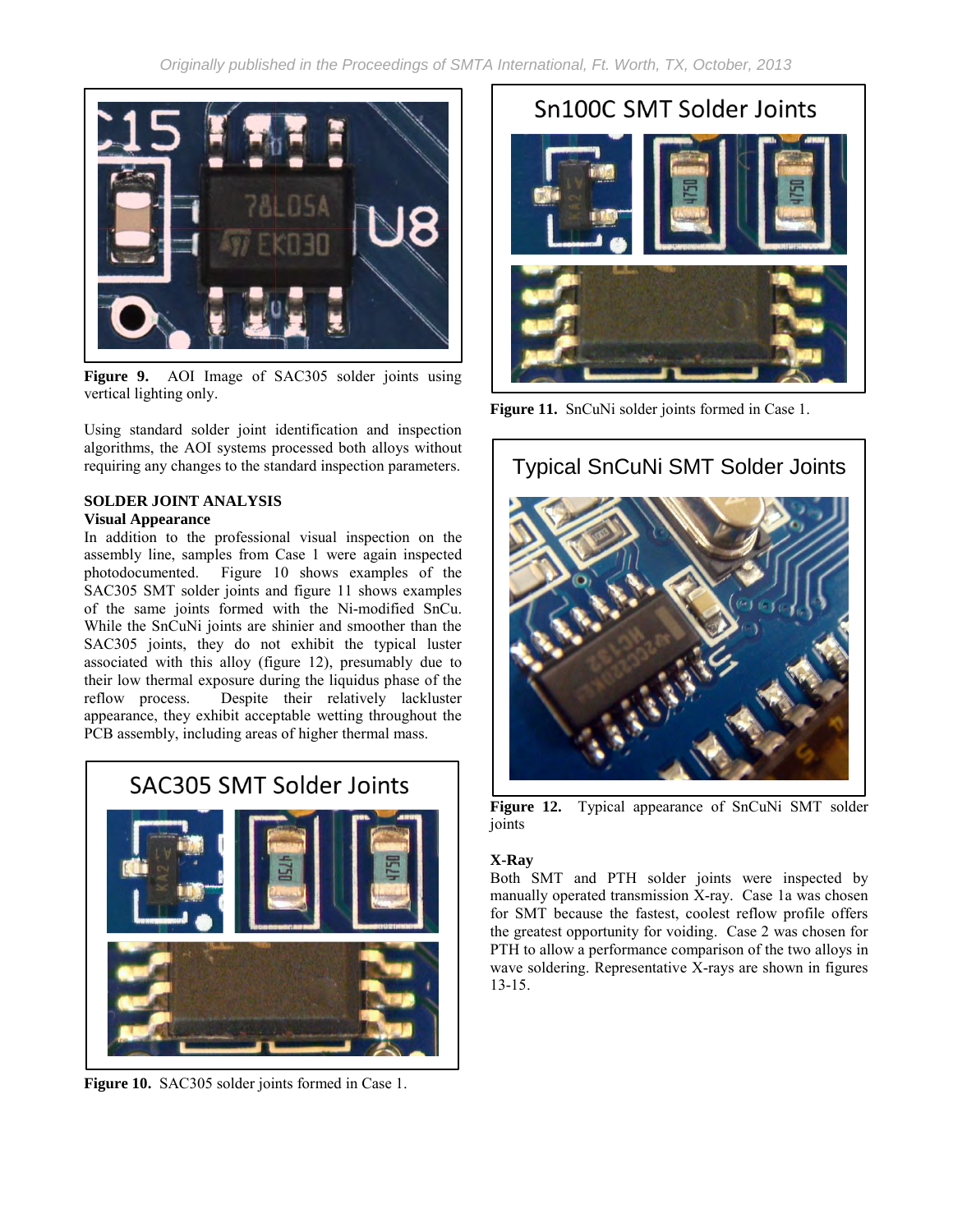Figure 9. AOI Image of SAC305 solder joints using vertical lighting only.

Using standard solder joint identification and inspection algorithms, the AOI systems processed both alloys without requiring any changes to the standard inspection parameters.

## SOLDER JOINT ANALYSIS

### Visual Appearance

In addition to the professional visual inspection on the assembly line, samples from Case 1 were again inspected photodocumented. Figure 10 shows examples of the SAC305 SMT solder joints and figure 11 shows examples of the same joints formed with the Ni-modified SnCu. While the SnCuNi joints are shinier and smoother than the SAC305 joints, they do not exhibit the typical luster associated with this alloy (figure 12), presumably due to their low thermal exposure during the liquidus phase of the reflow process. Despite their relatively lackluster appearance, they exhibit acceptable wetting throughout the PCB assembly, including areas of higher thermal mass.

SAC305 SMT Solder Joints

Figure 10. SAC305 solder joints formed in Case 1.

Sn100C SMT Solder Joints

Figure 11. SnCuNi solder joints formed in Case 1.

Typical SnCuNi SMT Solder Joints

Figure 12. Typical appearance of SnCuNi SMT solder joints

### X-Ray

Both SMT and PTH solder joints were inspected by manually operated transmission X-ray. Case 1a was chosen for SMT because the fastest, coolest reflow profile offers the greatest opportunity for voiding. Case 2 was chosen for PTH to allow a performance comparison of the two alloys in wave soldering. Representative X-rays are shown in figures 13-15.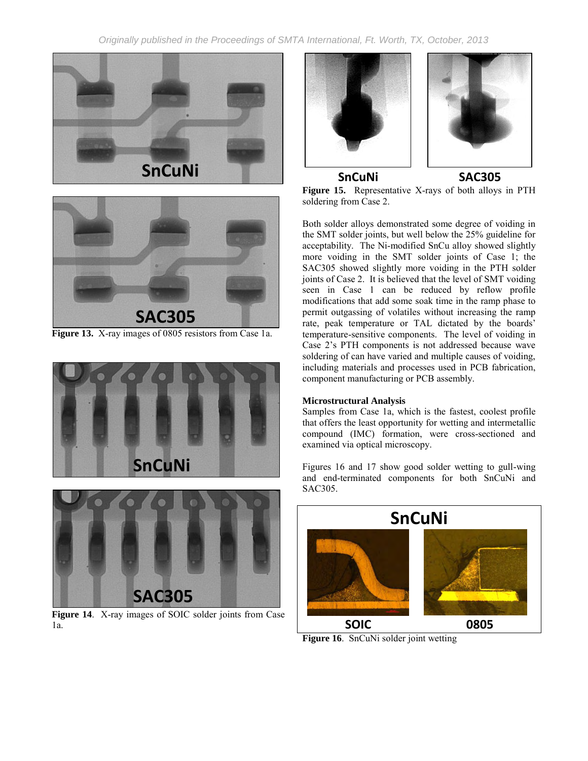Figure 13. X-ray images of 0805 resistors from Case 1a.

Figure 14. X-ray images of SOIC solder joints from Case 1a.

Figure 15. Representative X-rays of both alloys in PTH soldering from Case 2.

Both solder alloys demonstrated some degree of voiding in the SMT solder joints, but well below the 25% guideline for acceptability. The Ni-modified SnCu alloy showed slightly more voiding in the SMT solder joints of Case 1; the SAC305 showed slightly more voiding in the PTH solder joints of Case 2. It is believed that the level of SMT voiding seen in Case 1 can be reduced by reflow profile modifications that add some soak time in the ramp phase to permit outgassing of volatiles without increasing the ramp rate, peak temperature or TAL dictated by the boards' temperature-sensitive components. The level of voiding in Case 2's PTH components is not addressed because wave soldering of can have varied and multiple causes of voiding, including materials and processes used in PCB fabrication, component manufacturing or PCB assembly.

**Microstructural Analysis**

Samples from Case 1a, which is the fastest, coolest profile that offers the least opportunity for wetting and intermetallic compound (IMC) formation, were cross-sectioned and examined via optical microscopy.

Figures 16 and 17 show good solder wetting to gull-wing and end-terminated components for both SnCuNi and SAC305.

Figure 16. SnCuNi solder joint wetting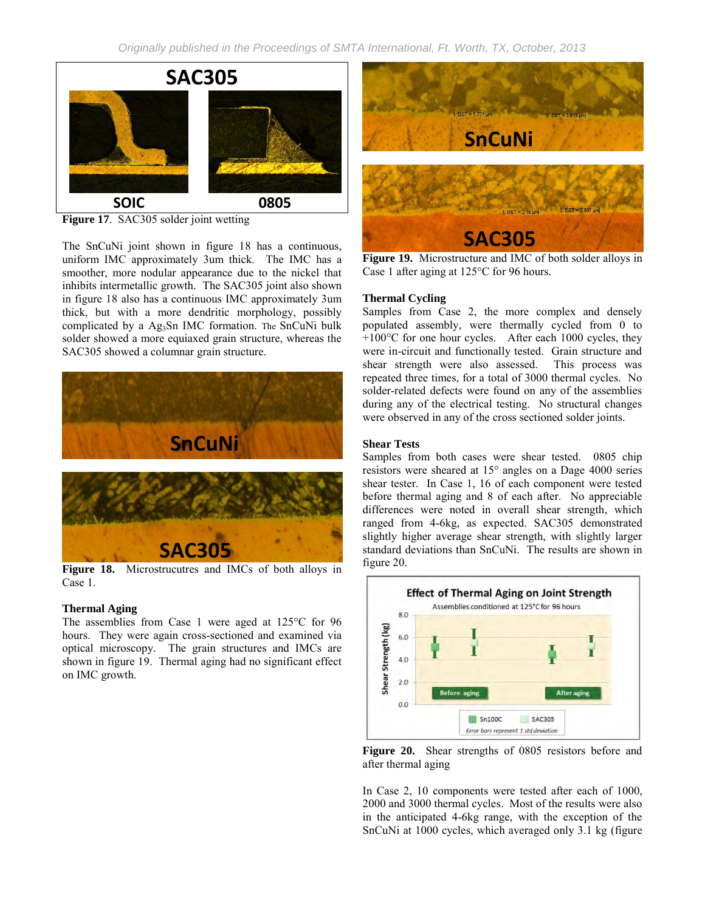SAC305

SOIC

0805

**Figure 17**. SAC305 solder joint wetting

The SnCuNi joint shown in figure 18 has a continuous, uniform IMC approximately 3um thick. The IMC has a smoother, more nodular appearance due to the nickel that inhibits intermetallic growth. The SAC305 joint also shown in figure 18 also has a continuous IMC approximately 3um thick, but with a more dendritic morphology, possibly complicated by a $Ag_3Sn$ IMC formation. The SnCuNi bulk solder showed a more equiaxed grain structure, whereas the SAC305 showed a columnar grain structure.

SnCuNi

SAC305

**Figure 18.** Microstrucutres and IMCs of both alloys in Case 1.

### Thermal Aging

The assemblies from Case 1 were aged at 125°C for 96 hours. They were again cross-sectioned and examined via optical microscopy. The grain structures and IMCs are shown in figure 19. Thermal aging had no significant effect on IMC growth.

1: DST = 1.771 µm

2: DST = 3.678 µm

SnCuNi

1: DST = 2.18 µm

2: DST = 2.997 µm

SAC305

**Figure 19.** Microstructure and IMC of both solder alloys in Case 1 after aging at 125°C for 96 hours.

### Thermal Cycling

Samples from Case 2, the more complex and densely populated assembly, were thermally cycled from 0 to +100°C for one hour cycles. After each 1000 cycles, they were in-circuit and functionally tested. Grain structure and shear strength were also assessed. This process was repeated three times, for a total of 3000 thermal cycles. No solder-related defects were found on any of the assemblies during any of the electrical testing. No structural changes were observed in any of the cross sectioned solder joints.

### Shear Tests

Samples from both cases were shear tested. 0805 chip resistors were sheared at 15° angles on a Dage 4000 series shear tester. In Case 1, 16 of each component were tested before thermal aging and 8 of each after. No appreciable differences were noted in overall shear strength, which ranged from 4-6kg, as expected. SAC305 demonstrated slightly higher average shear strength, with slightly larger standard deviations than SnCuNi. The results are shown in figure 20.

Effect of Thermal Aging on Joint Strength

Assemblies conditioned at 125°C for 96 hours

Shear Strength (kg)

8.0

6.0

4.0

2.0

0.0

Before aging

After aging

Sn100C

SAC305

Error bars represent 1 std deviation

**Figure 20.** Shear strengths of 0805 resistors before and after thermal aging

In Case 2, 10 components were tested after each of 1000, 2000 and 3000 thermal cycles. Most of the results were also in the anticipated 4-6kg range, with the exception of the SnCuNi at 1000 cycles, which averaged only 3.1 kg (figure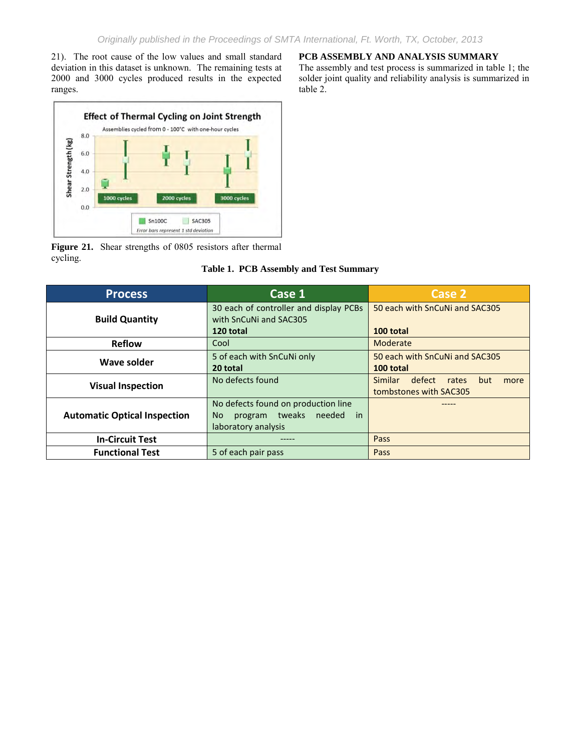21). The root cause of the low values and small standard deviation in this dataset is unknown. The remaining tests at 2000 and 3000 cycles produced results in the expected ranges.

Effect of Thermal Cycling on Joint Strength

Assemblies cycled from 0 - 100°C with one-hour cycles

Shear Strength (kg)

8.0

6.0

4.0

2.0

0.0

1000 cycles

2000 cycles

3000 cycles

Sn100C

SAC305

Error bars represent 1 std deviation

**Figure 21.** Shear strengths of 0805 resistors after thermal cycling.

## PCB ASSEMBLY AND ANALYSIS SUMMARY

The assembly and test process is summarized in table 1; the solder joint quality and reliability analysis is summarized in table 2.

**Table 1. PCB Assembly and Test Summary**

| Process | Case 1 | Case 2 |
|---|---|---|
| **Build Quantity** | 30 each of controller and display PCBs with SnCuNi and SAC305 **120 total** | 50 each with SnCuNi and SAC305 **100 total** |
| **Reflow** | Cool | Moderate |
| **Wave solder** | 5 of each with SnCuNi only **20 total** | 50 each with SnCuNi and SAC305 **100 total** |
| **Visual Inspection** | No defects found | Similar defect rates but more tombstones with SAC305 |
| **Automatic Optical Inspection** | No defects found on production line No program tweaks needed in laboratory analysis | ----- |
| **In-Circuit Test** | ----- | Pass |
| **Functional Test** | 5 of each pair pass | Pass |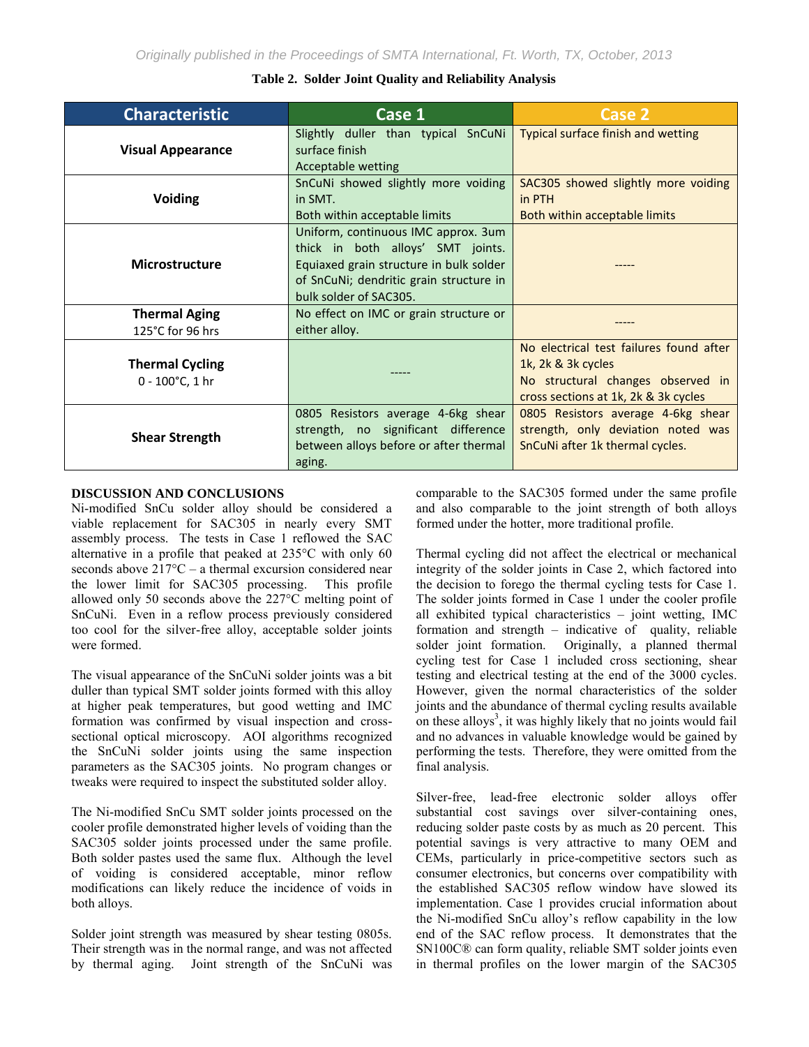Table 2. Solder Joint Quality and Reliability Analysis

| Characteristic | Case 1 | Case 2 |
|---|---|---|
| **Visual Appearance** | Slightly duller than typical SnCuNi surface finish<br>Acceptable wetting | Typical surface finish and wetting |
| **Voiding** | SnCuNi showed slightly more voiding in SMT.<br>Both within acceptable limits | SAC305 showed slightly more voiding in PTH<br>Both within acceptable limits |
| **Microstructure** | Uniform, continuous IMC approx. 3um thick in both alloys' SMT joints. Equiaxed grain structure in bulk solder of SnCuNi; dendritic grain structure in bulk solder of SAC305. | ----- |
| **Thermal Aging**<br>125°C for 96 hrs | No effect on IMC or grain structure or either alloy. | ----- |
| **Thermal Cycling**<br>0 - 100°C, 1 hr | ----- | No electrical test failures found after 1k, 2k & 3k cycles<br>No structural changes observed in cross sections at 1k, 2k & 3k cycles |
| **Shear Strength** | 0805 Resistors average 4-6kg shear strength, no significant difference between alloys before or after thermal aging. | 0805 Resistors average 4-6kg shear strength, only deviation noted was SnCuNi after 1k thermal cycles. |

## DISCUSSION AND CONCLUSIONS

Ni-modified SnCu solder alloy should be considered a viable replacement for SAC305 in nearly every SMT assembly process. The tests in Case 1 reflowed the SAC alternative in a profile that peaked at 235°C with only 60 seconds above 217°C – a thermal excursion considered near the lower limit for SAC305 processing. This profile allowed only 50 seconds above the 227°C melting point of SnCuNi. Even in a reflow process previously considered too cool for the silver-free alloy, acceptable solder joints were formed.

The visual appearance of the SnCuNi solder joints was a bit duller than typical SMT solder joints formed with this alloy at higher peak temperatures, but good wetting and IMC formation was confirmed by visual inspection and cross-sectional optical microscopy. AOI algorithms recognized the SnCuNi solder joints using the same inspection parameters as the SAC305 joints. No program changes or tweaks were required to inspect the substituted solder alloy.

The Ni-modified SnCu SMT solder joints processed on the cooler profile demonstrated higher levels of voiding than the SAC305 solder joints processed under the same profile. Both solder pastes used the same flux. Although the level of voiding is considered acceptable, minor reflow modifications can likely reduce the incidence of voids in both alloys.

Solder joint strength was measured by shear testing 0805s. Their strength was in the normal range, and was not affected by thermal aging. Joint strength of the SnCuNi was comparable to the SAC305 formed under the same profile and also comparable to the joint strength of both alloys formed under the hotter, more traditional profile.

Thermal cycling did not affect the electrical or mechanical integrity of the solder joints in Case 2, which factored into the decision to forego the thermal cycling tests for Case 1. The solder joints formed in Case 1 under the cooler profile all exhibited typical characteristics – joint wetting, IMC formation and strength – indicative of quality, reliable solder joint formation. Originally, a planned thermal cycling test for Case 1 included cross sectioning, shear testing and electrical testing at the end of the 3000 cycles. However, given the normal characteristics of the solder joints and the abundance of thermal cycling results available on these alloys[3], it was highly likely that no joints would fail and no advances in valuable knowledge would be gained by performing the tests. Therefore, they were omitted from the final analysis.

Silver-free, lead-free electronic solder alloys offer substantial cost savings over silver-containing ones, reducing solder paste costs by as much as 20 percent. This potential savings is very attractive to many OEM and CEMs, particularly in price-competitive sectors such as consumer electronics, but concerns over compatibility with the established SAC305 reflow window have slowed its implementation. Case 1 provides crucial information about the Ni-modified SnCu alloy's reflow capability in the low end of the SAC reflow process. It demonstrates that the SN100C® can form quality, reliable SMT solder joints even in thermal profiles on the lower margin of the SAC305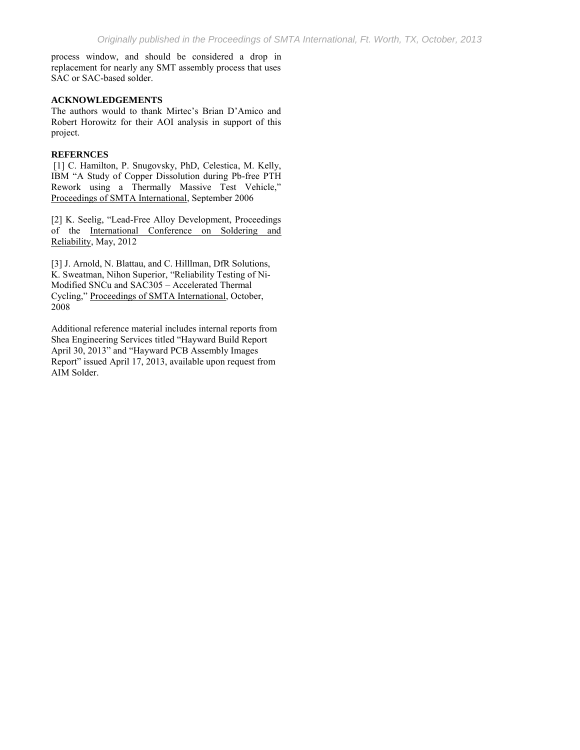process window, and should be considered a drop in replacement for nearly any SMT assembly process that uses SAC or SAC-based solder.

## ACKNOWLEDGEMENTS

The authors would to thank Mirtec's Brian D'Amico and Robert Horowitz for their AOI analysis in support of this project.

## REFERNCES

[1] C. Hamilton, P. Snugovsky, PhD, Celestica, M. Kelly, IBM "A Study of Copper Dissolution during Pb-free PTH Rework using a Thermally Massive Test Vehicle," Proceedings of SMTA International, September 2006

[2] K. Seelig, "Lead-Free Alloy Development, Proceedings of the International Conference on Soldering and Reliability, May, 2012

[3] J. Arnold, N. Blattau, and C. Hilllman, DfR Solutions, K. Sweatman, Nihon Superior, "Reliability Testing of Ni-Modified SNCu and SAC305 – Accelerated Thermal Cycling," Proceedings of SMTA International, October, 2008

Additional reference material includes internal reports from Shea Engineering Services titled "Hayward Build Report April 30, 2013" and "Hayward PCB Assembly Images Report" issued April 17, 2013, available upon request from AIM Solder.